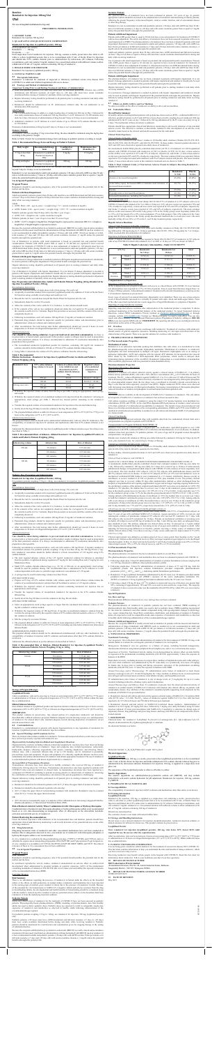# Remdesivir
## Remdesivir for Injection 100mg/Vial
### Vial

For use in hospital/institutional use only

## PRESCRIBING INFORMATION

### 1. GENERIC NAME

Remdesivir for injection 100 mg/vial

### 2. QUALITATIVE AND QUANTITATIVE COMPOSITION

**Remdesivir for Injection 100mg/vial**

Each single dose vial contains lyophilized powder:

Remdesivir ........ 100 mg

Excipients ........ q.s.

### 3. DOSAGE FORM AND STRENGTH

Sterile lyophilized powder for injection, 100 mg/vial, for intravenous infusion after reconstitution and dilution.

### 4. CLINICAL PARTICULARS

#### 4.1 Therapeutic Indication

Remdesivir is indicated for treatment of suspected or laboratory confirmed Corona virus disease 2019 (COVID-19) in adults and children hospitalized with severe disease.

#### 4.2 Posology and Method of Administration

**Testing Before Initiation of Remdesivir**

- Estimated glomerular filtration rate (eGFR) must be determined in all patients before remdesivir is initiated and daily while receiving remdesivir.
- Hepatic laboratory testing should be performed in all patients prior to starting remdesivir and daily while receiving remdesivir.
- Remdesivir should be administered via IV infusion only. Do not administer as an intramuscular (IM) injection.

**Dosage**

The recommended dosage in adults and pediatric patients weighing 40 kg and higher is a single loading dose of remdesivir 200 mg on Day 1 followed by once-daily maintenance doses of remdesivir 100 mg from Day 2 via intravenous (IV) infusion.

- For patients requiring invasive mechanical ventilation and/or ECMO, the recommended total treatment duration is 10 days.
- For patients not requiring invasive mechanical ventilation and/or ECMO, the recommended total treatment duration is 5 days. If a patient does not demonstrate clinical improvement, treatment may be extended for up to 5 additional days for a total treatment duration of up to 10 days.

**Pediatric Patients**

The recommended dosage for pediatric patients weighing between 3.5 kg and less than 40 kg should be calculated using the mg/kg dose according to the patient's weight.

Refer to Table 2 below for recommended dosage form and dosage in pediatric patients according to weight.

**Table 2: Recommended Dosing, Dosage Form and Dosage in Pediatric Patients**

| Body weight | Recommended dosing regimen | Loading dose (Day 1) | Maintenance dose (from Day 2) |
|---|---|---|---|
| 3.5 kg to less than 40 kg | Remdesivir for injection (lyophilized powder) | 5 mg/kg | 2.5 mg/kg |
| 40 kg and higher | Remdesivir for injection (lyophilized powder) | 200 mg | 100 mg |

**Special Populations**

**Pregnant Women**

Remdesivir should be used during pregnancy only if the potential benefit justifies the potential risk for the mother and the fetus.

**Patients with Renal Impairment**

No dosage adjustment of remdesivir is recommended in patients with eGFR greater than or equal to 30 mL/min. Remdesivir is not recommended in patients with eGFR less than 30 mL/min.

**Patients with Hepatic Impairment**

The pharmacokinetics of remdesivir have not been evaluated in patients with hepatic impairment. It is not known if dosage adjustment is appropriate in patients with hepatic impairment.

**Method of Administration**

**Preparation and Administration of Lyophilized Powder**

Remdesivir for injection, 100 mg, must be reconstituted with 19 mL of Sterile Water for Injection and diluted into 0.9% sodium chloride prior to administration. Administer remdesivir as an intravenous (IV) infusion over 30 to 120 minutes.

**Reconstitution Instructions**

- Remove the required number of single-dose vial(s) from storage.
- Aseptically reconstitute remdesivir for injection lyophilized powder by addition of 19 mL of Sterile Water for Injection using a suitably sized syringe and needle per vial.
- Discard the vial if a vacuum does not pull the Sterile Water for Injection into the vial.
- Immediately shake the vial for 30 seconds.
- Allow the contents of the vial to settle for 2 to 3 minutes. A clear solution should result.
- If the contents of the vial are not completely dissolved, shake the vial again for 30 seconds and allow the contents to settle for 2 to 3 minutes. Repeat this procedure as necessary until the contents of the vial are completely dissolved.
- Following reconstitution, each vial contains 100 mg/20 mL (5 mg/mL) of remdesivir solution.
- Parenteral drug products should be inspected visually for particulate matter and discoloration prior to administration, whenever solution and container permit.
- After reconstitution, the total storage time before administration should not exceed 4 hours at room temperature or 24 hours at refrigerated temperature (2°C to 8°C).

**Dilution Instructions**

Care should be taken during admixture to prevent inadvertent microbial contamination. As there is no preservative or bacteriostatic agent present in this product, aseptic technique must be used in preparation of the final parenteral solution. It is always recommended to administer IV medication immediately after preparation when possible.

- The reconstituted remdesivir lyophilized powder for injection, containing 100 mg/20 mL remdesivir solution, should be further diluted in 100 mL or 250 mL 0.9% sodium chloride infusion bags.

**Table 1: Recommended Dilution Instructions—Reconstituted Remdesivir for Injection Lyophilized Powder in Adults and Pediatric Patients Weighing ≥40 kg**

| Remdesivir dose | 0.9% sodium chloride infusion bag volume to be used | Volume to be withdrawn and discarded from 0.9% sodium chloride infusion bag | Required volume of reconstituted remdesivir for injection |
|---|---|---|---|
| 200 mg (2 vials) | 250 mL | 40 mL | $2 \times 20$ mL |
| | 100 mL | 40 mL | $2 \times 20$ mL |
| 100 mg (1 vial) | 250 mL | 20 mL | 20 mL |
| | 100 mL | 20 mL | 20 mL |

- Withdraw the required volume of saline from the bag using an appropriately sized syringe and needle.
- Withdraw the required volume of reconstituted remdesivir for injection from the remdesivir vial using an appropriately sized syringe per Table 1. Discard any unused portion remaining in the remdesivir vial.
- Transfer the required volume of reconstituted remdesivir for injection to the selected infusion bag.
- Gently invert the bag 20 times to mix the solution in the bag. Do not shake.
- The prepared diluted solution is stable for 4 hours at room temperature (20°C to 25°C) or 24 hours in the refrigerator at 2°C to 8°C.

**Administration Instructions**

The prepared diluted solution should not be administered simultaneously with any other medication. The compatibility of remdesivir injection with IV solutions and medications other than 0.9% sodium chloride is not known. Administer the diluted solution with the infusion rate described in Table 3.

**Table 3: Recommended Rate of Infusion—Diluted Remdesivir for Injection Lyophilized Powder in Adults and Pediatric Patients Weighing ≥40 kg**

| Infusion bag volume | Infusion time | Rate of infusion |
|---|---|---|
| 250 mL | 30 min | 8.33 mL/min |
| | 60 min | 4.17 mL/min |
| | 120 min | 2.08 mL/min |
| 100 mL | 30 min | 3.33 mL/min |
| | 60 min | 1.67 mL/min |
| | 120 min | 0.83 mL/min |

**Pediatric Patients Weighing 3.5 kg to less than 40 kg**

- Further dilute the 100 mg/20 mL (5 mg/mL) remdesivir concentration to a fixed total volume based on the dosing volume of 0.9% sodium chloride.
- Remdesivir for injection should be further diluted to a concentration of 1.25 mg/mL using 0.9% sodium chloride.
- The total required infusion volume of the 1.25 mg/mL remdesivir solution for infusion is calculated from the pediatric weight-based dosing regimens of 5 mg/kg for the Loading Dose and 2.5 mg/kg for each Maintenance Dose.
- Small 0.9% sodium chloride infusion bags (e.g., 25, 50, or 100 mL) or an appropriately sized syringe should be used for pediatric dosing. The recommended dose is administered via IV infusion in a total volume dependent on the dose to yield the target remdesivir concentration of 1.25 mg/mL.
- A syringe may be used for delivering volumes less than 50 mL.
- Withdraw the required volume of saline from the bag using an appropriately sized syringe and needle.
- Withdraw the required volume of reconstituted remdesivir for injection from the remdesivir vial using an appropriately sized syringe. Discard any unused portion remaining in the remdesivir vial.
- Transfer the required volume of reconstituted remdesivir for injection to the selected infusion bag.
- Gently invert the bag 20 times to mix the solution in the bag. Do not shake.
- The prepared diluted solution is stable for 4 hours at room temperature (20°C to 25°C) or 24 hours in the refrigerator at 2°C to 8°C.

**Table 4: Recommended Rate of Infusion—Diluted Remdesivir for Injection Lyophilized Powder in Pediatric Patients Weighing 3.5 kg to less than 40 kg**

| Infusion bag volume | Infusion time | Rate of infusion[a] |
|---|---|---|
| 100 mL | 30 min | 3.33 mL/min |
| | 60 min | 1.67 mL/min |
| | 120 min | 0.83 mL/min |
| 50 mL | 30 min | 1.67 mL/min |
| | 60 min | 0.83 mL/min |
| | 120 min | 0.42 mL/min |
| 25 mL | 30 min | 0.83 mL/min |
| | 60 min | 0.42 mL/min |
| | 120 min | 0.21 mL/min |

[a] Note: Adjust total infusion rate based on total volume to be infused.

**Storage of Prepared Dosages**

**Lyophilized Powder**

After reconstitution, vials can be stored up to 4 hours at room temperature (20°C to 25°C) or 24 hours in the refrigerator at 2°C to 8°C. Dilute within the same day as administration.

**Diluted Infusion Solutions**

Store diluted remdesivir solution for infusion up to 4 hours at room temperature (20°C to 25°C) or 24 hours in the refrigerator at 2°C to 8°C.

#### 4.3 Contraindications

Remdesivir is contraindicated in patients with known hypersensitivity to any ingredient of remdesivir.

#### 4.4 Special Warnings and Precautions for Use

**Hypersensitivity Including Infusion-Related and Anaphylactic Reactions**

Hypersensitivity reactions, including infusion-related and anaphylactic reactions, have been observed during and following administration of remdesivir. Signs and symptoms may include hypotension, tachycardia, bradycardia, dyspnea, wheezing, angioedema, rash, nausea, vomiting, diaphoresis and shivering. Slower infusion rates, with a maximum infusion time of up to 120 minutes, can be considered to potentially prevent these signs and symptoms. If signs and symptoms of a clinically significant hypersensitivity reaction occur, immediately discontinue administration of remdesivir and initiate appropriate treatment.

**Increased Risk of Transaminase Elevations**

Transaminase elevations have been observed in healthy volunteers who received 200 mg of remdesivir followed by 100 mg doses for up to 10 days. Transaminase elevations have also been reported in patients with COVID-19 who received remdesivir. Because transaminase elevations have been reported as a clinical feature of COVID-19, and the incidence was similar in patients receiving placebo versus remdesivir, discerning the contribution of remdesivir to transaminase elevations in patients with COVID-19 can be challenging.

Hepatic laboratory testing should be performed in all patients prior to starting remdesivir and daily while receiving remdesivir.

- Remdesivir should not be initiated in patients with ALT ≥5 times the upper limit of normal at baseline.
- Remdesivir should be discontinued in patients who develop:
  - ALT ≥5 times the upper limit of normal during treatment with remdesivir. Remdesivir may be restarted when ALT is <5 times the upper limit of normal.

OR

  - ALT elevation accompanied by signs or symptoms of liver inflammation or increasing conjugated bilirubin, alkaline phosphatase, or international normalized ratio (INR).

**Risk of Reduced Antiviral Activity When Coadministered with Chloroquine or Hydroxychloroquine**

Coadministration of remdesivir and chloroquine phosphate or hydroxychloroquine sulfate is not recommended based on *in vitro* data demonstrating an antagonistic effect of chloroquine on the intracellular metabolic activation and antiviral activity of remdesivir.

#### 4.5 Drug Interactions

Drug-drug interaction trials of remdesivir and other concomitant medications have not been conducted in humans. Due to antagonism observed *in vitro*, concomitant use of remdesivir with chloroquine phosphate or hydroxychloroquine sulfate is not recommended.

*In vitro*, remdesivir is a substrate for drug metabolizing enzymes CYP2C8, CYP2D6, and CYP3A4, and is a substrate for Organic Anion Transporting Polypeptides 1B1 (OATP1B1) and P-glycoprotein (P-gp) transporters. *In vitro*, remdesivir is an inhibitor of CYP3A4, OATP1B1, OATP1B3, BSEP, MRP4, and NTCP. The clinical relevance of these *in vitro* assessments has not been established.

#### 4.6 Use in Special Populations

**Pregnant Women**

**Risk Summary**

Remdesivir should be used during pregnancy only if the potential benefit justifies the potential risk for the mother and the fetus.

No adequate and well-controlled studies of remdesivir use in pregnant women have been conducted. In nonclinical reproductive toxicity studies, remdesivir demonstrated no adverse effect on embryofetal development when administered to pregnant animals at systemic exposures (AUC) of the predominant circulating metabolite of remdesivir (GS-441524) that were 4 times (rats and rabbits) the exposure in humans at the recommended human dose (RHD).

**Clinical Considerations**

**Disease-Associated Maternal and/or Embryo-Fetal Risk**

Pregnant women may be at increased risk for severe illness from COVID-19.

**Data**

*Animal Data*

Remdesivir was administered via intravenous injection to pregnant rats and rabbits (up to 20 mg/kg/day) on gestation days 6 through 17, and 7 through 20, respectively, and also to rats from gestation day 6 to lactation/post-partum day 20. No adverse effects on embryo-fetal (rats and rabbits) or pre/postnatal (rats) development were observed in rats and rabbits at nontoxic doses in pregnant animals. During organogenesis, exposures to the predominant circulating metabolite (GS-441524) were 4 (rats and rabbits) times higher than the exposure in humans at the RHD. In a pre/postnatal development study, exposures to the predominant circulating metabolite of remdesivir (GS-441524) were similar to the human exposures at the RHD.

**Lactation**

**Risk Summary**

There is no information regarding the presence of remdesivir in human milk, the effects on the breastfed infant, or the effects on milk production. In animal studies, remdesivir and metabolites have been detected in the nursing pups of mothers given remdesivir, likely due to the presence of remdesivir in milk. Because of the potential for viral transmission to SARS-CoV-2-negative infants and adverse reactions from the drug in breastfeeding infants, the developmental and health benefits of breastfeeding should be considered along with the mother's clinical need for remdesivir and any potential adverse effects on the breastfed child from remdesivir or from the underlying maternal condition.

**Pediatric Use**

The safety and effectiveness of remdesivir have not been assessed in pediatric patients. Dosing instructions for pediatric patients were derived based on pharmacokinetic data from adult healthy volunteers and *in vitro* data for remdesivir and other similar compounds, as part of a physiologically based pharmacokinetic (PBPK) modeling approach that accounts for age-dependent changes in remdesivir metabolism, disposition, and elimination. Pediatric patients will have a GS-441524 exposure that may be increased (2- to 5-fold) for pediatric patients; however, no data are available to inform the safety and efficacy of these exposures.

Pediatric patients weighing 3.5 kg to less than 40 kg should use remdesivir for injection (lyophilized powder) only.

Pediatric patients ≥28 days old must have eGFR determined and full-term neonates (≥7 days to ≤28 days old) must have serum creatinine determined before dosing and daily while receiving remdesivir. Pediatric patients should be monitored for renal function and consideration given for stopping therapy in the event of substantial decline.

Because the excipient sulfobutylether-β-cyclodextrin sodium salt (SBECD) is renally cleared and accumulates in patients with decreased renal function, administration of drugs formulated with SBECD (such as remdesivir) is not recommended in adults and pediatric patients (>28 days old) with eGFR less than 30 mL per minute or in full-term neonates (≥7 days and ≤28 days old) with serum creatinine clearance ≥1 mg/dL unless the potential benefit outweighs the potential risk.

**Geriatric Patients**

The pharmacokinetics of remdesivir have not been evaluated in patients >65 years of age. In general, appropriate caution should be exercised in the administration of remdesivir and monitoring of elderly patients, reflecting the greater frequency of decreased hepatic, renal, or cardiac function, and of concomitant disease or other drug therapy.

Remdesivir is not recommended in adults and pediatric patients (>28 days old) with eGFR less than 30 mL per minute or in full-term neonates (≥7 days to ≤28 days old) with serum creatinine clearance ≥1 mg/dL unless the potential benefit outweighs the potential risk.

**Patients with Renal Impairment**

The pharmacokinetics of remdesivir have not been evaluated in patients with renal impairment. Patients with eGFR greater than or equal to 30 mL/min have received remdesivir for treatment of COVID-19 with no dose adjustment of remdesivir. All patients must have an eGFR determined before dosing. Because the excipient SBECD is renally cleared and accumulates in patients with decreased renal function, administration of drugs formulated with SBECD (such as remdesivir) is not recommended in adults and pediatric patients (>28 days old) with eGFR less than 30 mL per minute or in full-term neonates (≥7 to ≤28 days old) with serum creatinine clearance ≥1 mg/dL unless the potential benefit outweighs the potential risk.

**Patients with Hepatic Impairment**

The pharmacokinetics of remdesivir have not been evaluated in patients with hepatic impairment. It is not known if dosage adjustment is needed in patients with hepatic impairment and remdesivir should only be used in patients with hepatic impairment if the potential benefit outweighs the potential risk. Hepatic laboratory testing should be performed in all patients prior to starting remdesivir and daily while receiving remdesivir.

#### 4.7 Effects on Ability to Drive and Use Machines

No studies on the effects on the ability to drive and use machines have been performed.

#### 4.8 Undesirable Effects

**Clinical Trials Experience**

The safety of remdesivir is based on data from three Phase 3 studies in 1,313 hospitalized patients with COVID-19, four Phase 1 studies in 131 healthy adults, and data from patients with COVID-19 who received remdesivir under the Emergency Use Authorization or in a compassionate use program.

The most common adverse reaction (≥5% all grades) was nausea. The most common lab abnormalities (≥5% all grades) were increases in ALT and AST.

**Summary of Clinical Trial Experience**

**Adverse Reactions**

Adverse reactions reported in clinical trials include nausea, transaminase elevations, hypersensitivity reactions including infusion-related and anaphylactic reactions, and rash. Clinically significant adverse reactions in less than 2% of patients included seizure.

**Laboratory Abnormalities**

Laboratory abnormalities reported in clinical trials included increased ALT, AST, bilirubin, creatinine, glucose, and prothrombin time, and decreased hemoglobin and lymphocytes. Transaminase elevations were reported in both remdesivir and placebo groups.

#### 4.9 Overdose

There is no human experience of acute overdosage with remdesivir. Treatment of overdose with remdesivir should consist of general supportive measures including monitoring of vital signs and observation of the clinical status of the patient. There is no specific antidote for overdose with remdesivir.

### 5. PHARMACOLOGICAL PROPERTIES

#### 5.1 Mechanism of Action

Remdesivir is an adenosine nucleotide prodrug that distributes into cells where it is metabolized to form the pharmacologically active nucleoside triphosphate metabolite. Metabolism of remdesivir to remdesivir triphosphate has been demonstrated in multiple cell types. Remdesivir triphosphate acts as an analog of adenosine triphosphate (ATP) and competes with the natural ATP substrate for incorporation into nascent RNA chains by the SARS-CoV-2 RNA-dependent RNA polymerase, which results in delayed chain termination during replication of the viral RNA. Remdesivir triphosphate can also inhibit viral RNA synthesis following its incorporation into the template viral RNA as a result of read-through by the viral polymerase that may occur in the presence of higher nucleotide concentrations.

#### 5.2 Pharmacodynamic Properties

**Antiviral Activity**

Remdesivir exhibited cell culture antiviral activity against a clinical isolate of SARS-CoV-2 in primary human airway epithelial (HAE) cells with a 50% effective concentration ($EC_{50}$) of 9.9 nM after 48 hours of treatment. The $EC_{50}$ values of remdesivir against SARS-CoV-2 in Vero cells were 137 nM at 24 hours and 750 nM at 48 hours post-treatment.

**Resistance**

No clinical data are available on the development of SARS-CoV-2 resistance to remdesivir. The cell culture development of SARS-CoV-2 resistance to remdesivir has not been assessed to date.

#### 5.3 Pharmacokinetic Properties

The pharmacokinetics (PK) of remdesivir have been evaluated in adults in several Phase 1 trials.

- Following single-dose, 2-hour IV administration of remdesivir solution formulation at doses ranging from 3 to 225 mg, remdesivir exhibited a linear PK profile.
- Following single-dose, 2-hour IV administration of remdesivir at doses of 75 and 150 mg, both the lyophilized and solution formulations provided comparable PK parameters ($AUC_{inf}$, $AUC_{last}$, and $C_{max}$), indicating similar formulation performance.
- Remdesivir 75 mg lyophilized formulation administered over 30 minutes provided similar peripheral blood mononuclear cell (PBMC) exposure of the active triphosphate metabolite GS-443902 as remdesivir 150 mg lyophilized formulation administered over 2 hours.
- Following a single 150 mg intravenous dose of [14C]-remdesivir, mean total recovery of the dose was 92%, consisting of approximately 74% and 18% recovered in urine and feces, respectively. The majority of the remdesivir dose recovered in urine was metabolite GS-441524 (49%), while 10% was recovered as remdesivir.

### 6. NONCLINICAL PROPERTIES

#### 6.1 Animal Toxicology or Pharmacology

Intravenous administration (slow bolus) of remdesivir to male rhesus monkeys at dosage levels of 5, 10, and 20 mg/kg/day for 7 days resulted, at all dose levels, in increased mean urea nitrogen and increased mean creatinine, renal tubular atrophy, and basophilia and casts.

Intravenous administration (slow bolus) of remdesivir to rats at dosage levels of ≥3 mg/kg/day for up to 4 weeks resulted in findings indicative of kidney injury and/or dysfunction.

### 7. DESCRIPTION

Remdesivir, a SARS-CoV-2 nucleotide analog RNA polymerase inhibitor, is a white to off-white to yellow non-hygroscopic solid. The chemical name for remdesivir is 2-ethylbutyl N-{(S)-[2-C-(4-aminopyrrolo[2,1-f][1,2,4]triazin-7-yl)-2,5-anhydro-d-altrononitril-6-O-yl]phenoxyphosphoryl}-L-alaninate. It has a molecular formula of $C_{27}H_{35}N_6O_8P$ and a molecular weight of 602.6 g/mol.

Remdesivir for injection, 100 mg, is a sterile, preservative-free white to off-white to yellow lyophilized powder in single-dose clear glass vial. It is to be reconstituted with 19 mL of Sterile Water for Injection and diluted into 0.9% sodium chloride injection prior to administration by intravenous infusion.

### 8. PHARMACEUTICAL PARTICULARS

#### 8.1 Incompatibilities

The compatibility of remdesivir injection with IV solutions and medications other than saline is not known.

#### 8.2 Shelf-Life

Please refer carton for expiry.

#### 8.3 Packaging Information

Remdesivir for injection, 100 mg, is supplied as a single-dose vial containing a sterile, preservative-free white to off-white to yellow lyophilized powder that is to be reconstituted with 19 mL of Sterile Water for Injection and diluted into 0.9% sodium chloride prior to administration by IV infusion. Following reconstitution, each vial contains 5 mg/mL remdesivir solution with sufficient volume to allow withdrawal of 20 mL (100 mg of remdesivir).

Discard any unused portion.

The container closure is not made with natural rubber latex.

#### 8.4 Storage and Handling Instructions

Do not reuse or save unused remdesivir lyophilized powder, injection, or diluted solution for infusion for future use. These products contain no preservative.

Store remdesivir for injection 100 mg vials below 30°C until required for use. Do not use after expiration date.

**Keep out of reach of children.**

### 9. PATIENT COUNSELLING INFORMATION

Remdesivir may cause hypersensitivity reactions including infusion-related and anaphylactic reactions. Inform patients to report signs and symptoms of hypersensitivity reactions.

### 10. DETAILS OF MANUFACTURER

### 11. DETAILS OF PERMISSION OR LICENCE NUMBER WITH DATE

### 12. DATE OF REVISION